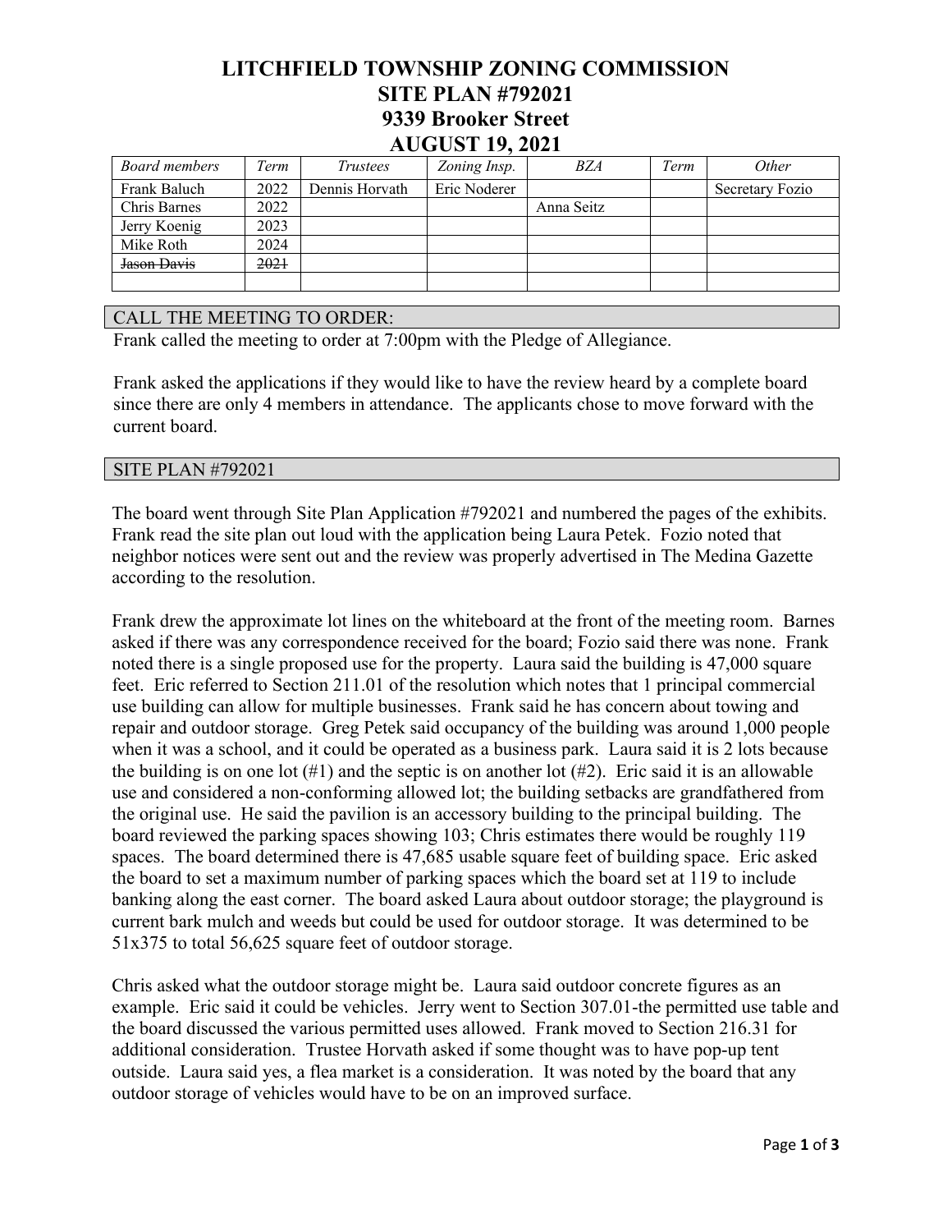# LITCHFIELD TOWNSHIP ZONING COMMISSION
# SITE PLAN #792021
# 9339 Brooker Street
# AUGUST 19, 2021

| *Board members* | *Term* | *Trustees* | *Zoning Insp.* | *BZA* | *Term* | *Other* |
|---|---|---|---|---|---|---|
| Frank Baluch | 2022 | Dennis Horvath | Eric Noderer | | | Secretary Fozio |
| Chris Barnes | 2022 | | | Anna Seitz | | |
| Jerry Koenig | 2023 | | | | | |
| Mike Roth | 2024 | | | | | |
| ~~Jason Davis~~ | ~~2021~~ | | | | | |
| | | | | | | |

## CALL THE MEETING TO ORDER:

Frank called the meeting to order at 7:00pm with the Pledge of Allegiance.

Frank asked the applications if they would like to have the review heard by a complete board since there are only 4 members in attendance. The applicants chose to move forward with the current board.

## SITE PLAN #792021

The board went through Site Plan Application #792021 and numbered the pages of the exhibits. Frank read the site plan out loud with the application being Laura Petek. Fozio noted that neighbor notices were sent out and the review was properly advertised in The Medina Gazette according to the resolution.

Frank drew the approximate lot lines on the whiteboard at the front of the meeting room. Barnes asked if there was any correspondence received for the board; Fozio said there was none. Frank noted there is a single proposed use for the property. Laura said the building is 47,000 square feet. Eric referred to Section 211.01 of the resolution which notes that 1 principal commercial use building can allow for multiple businesses. Frank said he has concern about towing and repair and outdoor storage. Greg Petek said occupancy of the building was around 1,000 people when it was a school, and it could be operated as a business park. Laura said it is 2 lots because the building is on one lot (#1) and the septic is on another lot (#2). Eric said it is an allowable use and considered a non-conforming allowed lot; the building setbacks are grandfathered from the original use. He said the pavilion is an accessory building to the principal building. The board reviewed the parking spaces showing 103; Chris estimates there would be roughly 119 spaces. The board determined there is 47,685 usable square feet of building space. Eric asked the board to set a maximum number of parking spaces which the board set at 119 to include banking along the east corner. The board asked Laura about outdoor storage; the playground is current bark mulch and weeds but could be used for outdoor storage. It was determined to be 51x375 to total 56,625 square feet of outdoor storage.

Chris asked what the outdoor storage might be. Laura said outdoor concrete figures as an example. Eric said it could be vehicles. Jerry went to Section 307.01-the permitted use table and the board discussed the various permitted uses allowed. Frank moved to Section 216.31 for additional consideration. Trustee Horvath asked if some thought was to have pop-up tent outside. Laura said yes, a flea market is a consideration. It was noted by the board that any outdoor storage of vehicles would have to be on an improved surface.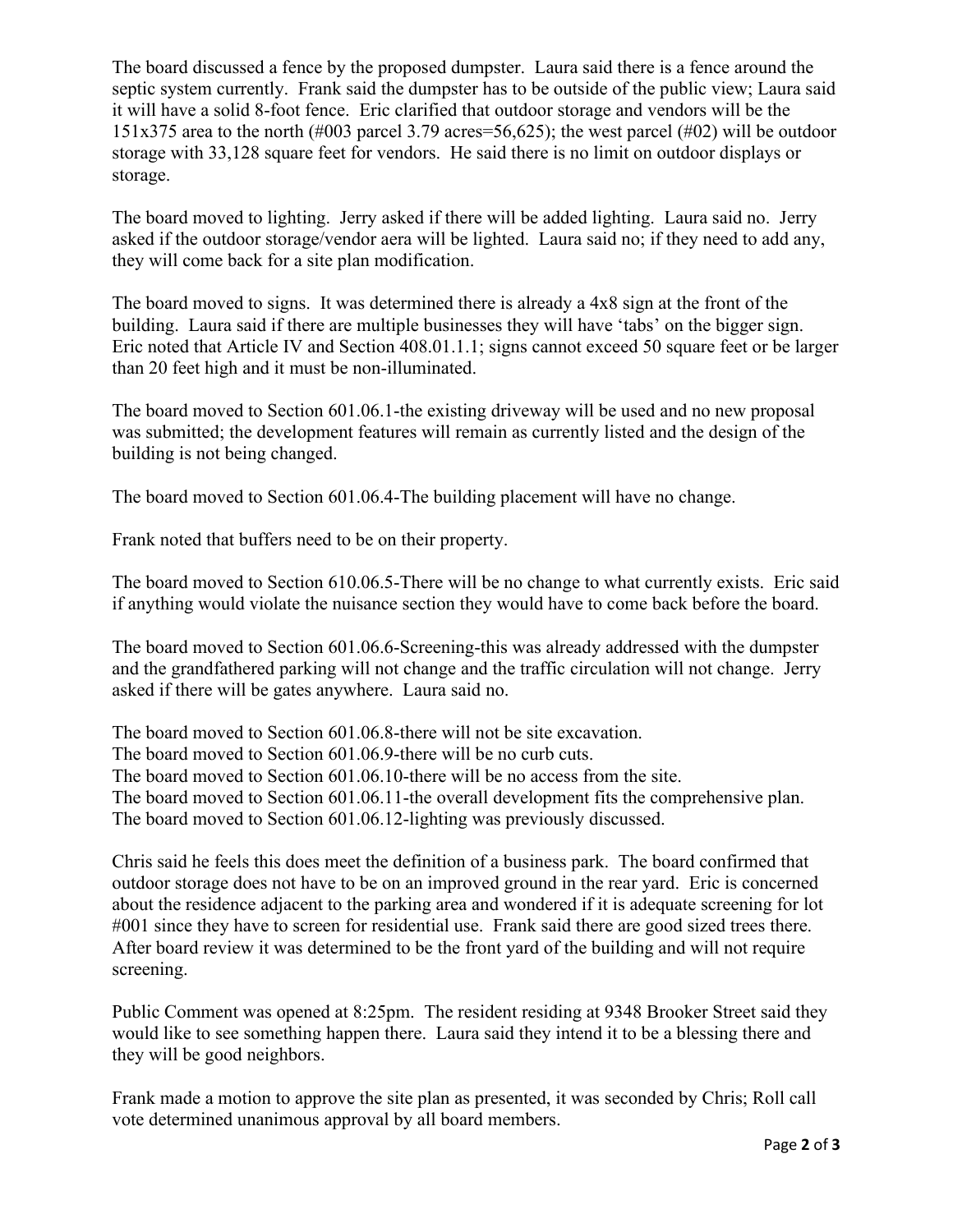The board discussed a fence by the proposed dumpster. Laura said there is a fence around the septic system currently. Frank said the dumpster has to be outside of the public view; Laura said it will have a solid 8-foot fence. Eric clarified that outdoor storage and vendors will be the 151x375 area to the north (#003 parcel 3.79 acres=56,625); the west parcel (#02) will be outdoor storage with 33,128 square feet for vendors. He said there is no limit on outdoor displays or storage.

The board moved to lighting. Jerry asked if there will be added lighting. Laura said no. Jerry asked if the outdoor storage/vendor aera will be lighted. Laura said no; if they need to add any, they will come back for a site plan modification.

The board moved to signs. It was determined there is already a 4x8 sign at the front of the building. Laura said if there are multiple businesses they will have 'tabs' on the bigger sign. Eric noted that Article IV and Section 408.01.1.1; signs cannot exceed 50 square feet or be larger than 20 feet high and it must be non-illuminated.

The board moved to Section 601.06.1-the existing driveway will be used and no new proposal was submitted; the development features will remain as currently listed and the design of the building is not being changed.

The board moved to Section 601.06.4-The building placement will have no change.

Frank noted that buffers need to be on their property.

The board moved to Section 610.06.5-There will be no change to what currently exists. Eric said if anything would violate the nuisance section they would have to come back before the board.

The board moved to Section 601.06.6-Screening-this was already addressed with the dumpster and the grandfathered parking will not change and the traffic circulation will not change. Jerry asked if there will be gates anywhere. Laura said no.

The board moved to Section 601.06.8-there will not be site excavation.
The board moved to Section 601.06.9-there will be no curb cuts.
The board moved to Section 601.06.10-there will be no access from the site.
The board moved to Section 601.06.11-the overall development fits the comprehensive plan.
The board moved to Section 601.06.12-lighting was previously discussed.

Chris said he feels this does meet the definition of a business park. The board confirmed that outdoor storage does not have to be on an improved ground in the rear yard. Eric is concerned about the residence adjacent to the parking area and wondered if it is adequate screening for lot #001 since they have to screen for residential use. Frank said there are good sized trees there. After board review it was determined to be the front yard of the building and will not require screening.

Public Comment was opened at 8:25pm. The resident residing at 9348 Brooker Street said they would like to see something happen there. Laura said they intend it to be a blessing there and they will be good neighbors.

Frank made a motion to approve the site plan as presented, it was seconded by Chris; Roll call vote determined unanimous approval by all board members.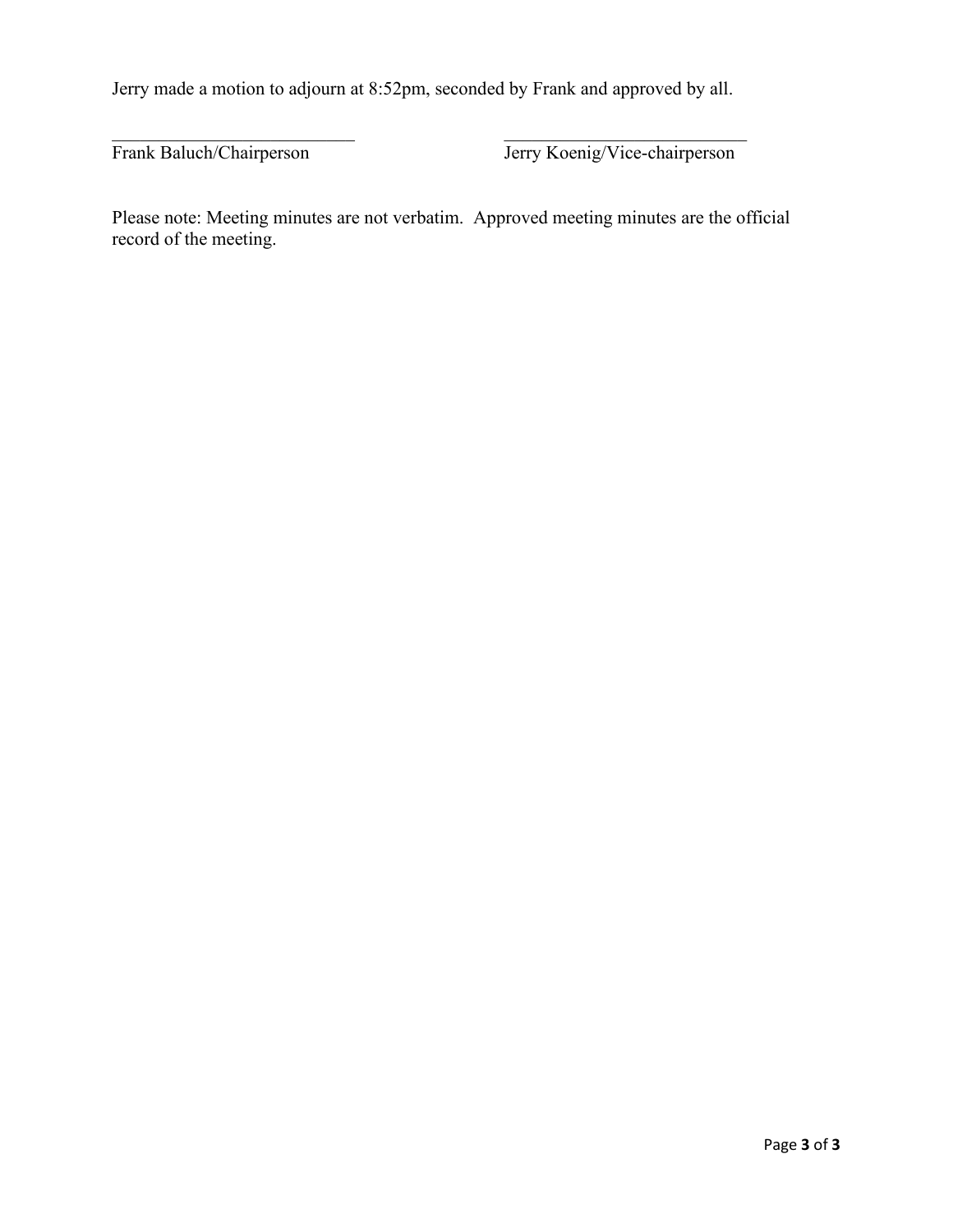Jerry made a motion to adjourn at 8:52pm, seconded by Frank and approved by all.

\_\_\_\_\_\_\_\_\_\_\_\_\_\_\_\_\_\_\_\_\_\_\_\_\_\_\_\_ \_\_\_\_\_\_\_\_\_\_\_\_\_\_\_\_\_\_\_\_\_\_\_\_\_\_\_\_

Frank Baluch/Chairperson Jerry Koenig/Vice-chairperson

Please note: Meeting minutes are not verbatim. Approved meeting minutes are the official record of the meeting.